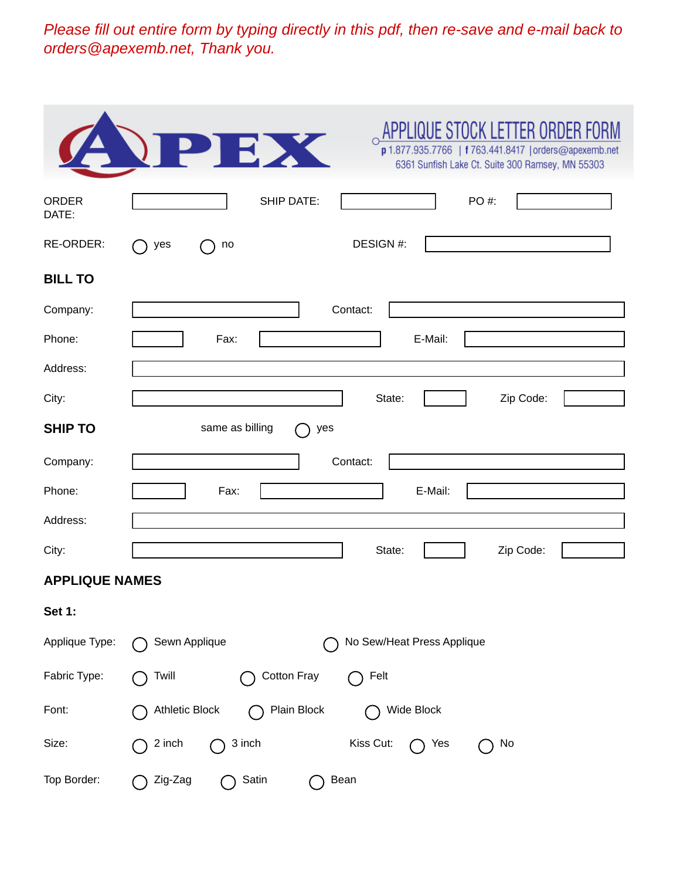*Please fill out entire form by typing directly in this pdf, then re-save and e-mail back to orders@apexemb.net, Thank you.*

# APEX

## APPLIQUE STOCK LETTER ORDER FORM

p 1.877.935.7766 | f 763.441.8417 | orders@apexemb.net
6361 Sunfish Lake Ct. Suite 300 Ramsey, MN 55303

ORDER DATE: ______ SHIP DATE: ______ PO #: ______

RE-ORDER: ◯ yes ◯ no DESIGN #: ______

### BILL TO

Company: ______ Contact: ______

Phone: ______ Fax: ______ E-Mail: ______

Address: ______

City: ______ State: ______ Zip Code: ______

### SHIP TO

same as billing ◯ yes

Company: ______ Contact: ______

Phone: ______ Fax: ______ E-Mail: ______

Address: ______

City: ______ State: ______ Zip Code: ______

### APPLIQUE NAMES

**Set 1:**

Applique Type: ◯ Sewn Applique ◯ No Sew/Heat Press Applique

Fabric Type: ◯ Twill ◯ Cotton Fray ◯ Felt

Font: ◯ Athletic Block ◯ Plain Block ◯ Wide Block

Size: ◯ 2 inch ◯ 3 inch Kiss Cut: ◯ Yes ◯ No

Top Border: ◯ Zig-Zag ◯ Satin ◯ Bean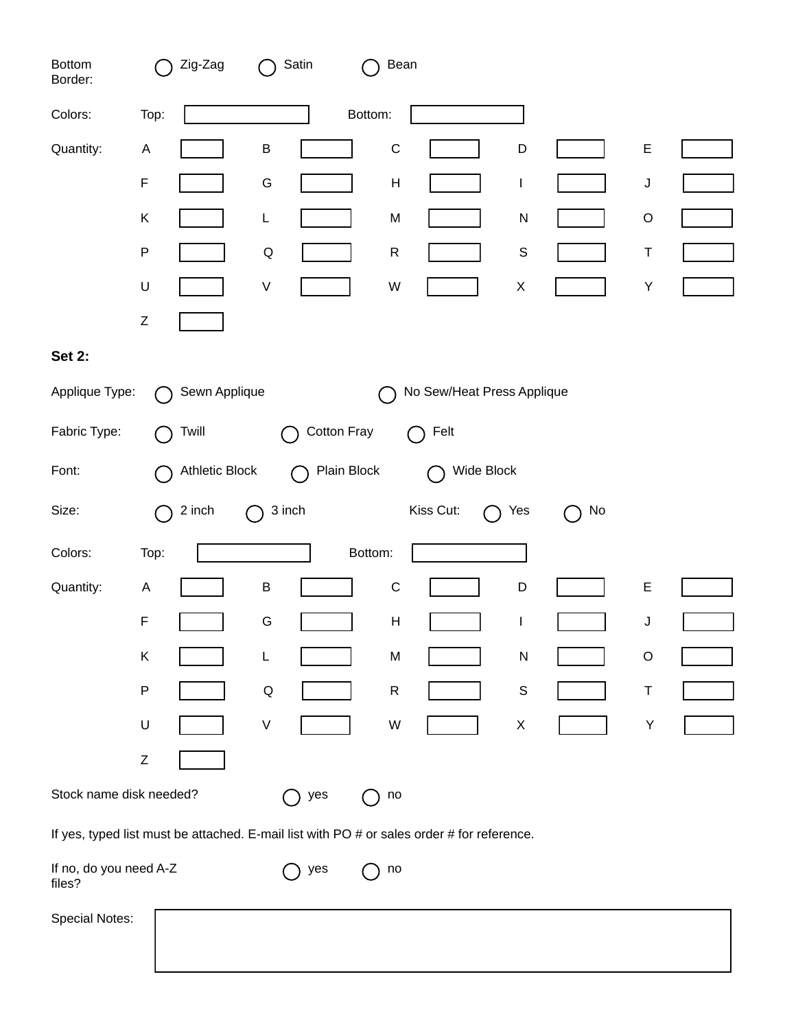Bottom Border: ◯ Zig-Zag ◯ Satin ◯ Bean

Colors: Top: ☐ Bottom: ☐

Quantity:

| | | | | | | | | | |
|---|---|---|---|---|---|---|---|---|---|
| A | | B | | C | | D | | E | |
| F | | G | | H | | I | | J | |
| K | | L | | M | | N | | O | |
| P | | Q | | R | | S | | T | |
| U | | V | | W | | X | | Y | |
| Z | | | | | | | | | |

**Set 2:**

Applique Type: ◯ Sewn Applique ◯ No Sew/Heat Press Applique

Fabric Type: ◯ Twill ◯ Cotton Fray ◯ Felt

Font: ◯ Athletic Block ◯ Plain Block ◯ Wide Block

Size: ◯ 2 inch ◯ 3 inch Kiss Cut: ◯ Yes ◯ No

Colors: Top: ☐ Bottom: ☐

Quantity:

| | | | | | | | | | |
|---|---|---|---|---|---|---|---|---|---|
| A | | B | | C | | D | | E | |
| F | | G | | H | | I | | J | |
| K | | L | | M | | N | | O | |
| P | | Q | | R | | S | | T | |
| U | | V | | W | | X | | Y | |
| Z | | | | | | | | | |

Stock name disk needed? ◯ yes ◯ no

If yes, typed list must be attached. E-mail list with PO # or sales order # for reference.

If no, do you need A-Z files? ◯ yes ◯ no

Special Notes: ☐